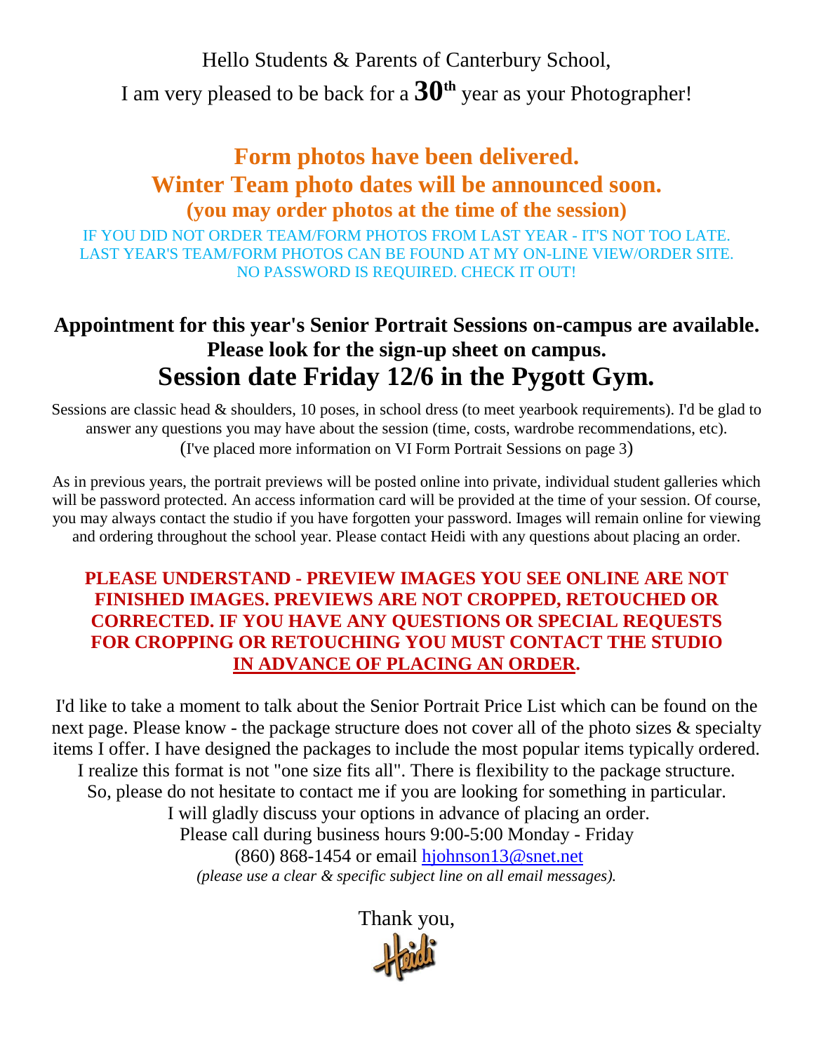Hello Students & Parents of Canterbury School,

I am very pleased to be back for a **30th** year as your Photographer!

## Form photos have been delivered.
## Winter Team photo dates will be announced soon.
### (you may order photos at the time of the session)

IF YOU DID NOT ORDER TEAM/FORM PHOTOS FROM LAST YEAR - IT'S NOT TOO LATE.
LAST YEAR'S TEAM/FORM PHOTOS CAN BE FOUND AT MY ON-LINE VIEW/ORDER SITE.
NO PASSWORD IS REQUIRED. CHECK IT OUT!

### Appointment for this year's Senior Portrait Sessions on-campus are available. Please look for the sign-up sheet on campus.

## Session date Friday 12/6 in the Pygott Gym.

Sessions are classic head & shoulders, 10 poses, in school dress (to meet yearbook requirements). I'd be glad to answer any questions you may have about the session (time, costs, wardrobe recommendations, etc). (I've placed more information on VI Form Portrait Sessions on page 3)

As in previous years, the portrait previews will be posted online into private, individual student galleries which will be password protected. An access information card will be provided at the time of your session. Of course, you may always contact the studio if you have forgotten your password. Images will remain online for viewing and ordering throughout the school year. Please contact Heidi with any questions about placing an order.

**PLEASE UNDERSTAND - PREVIEW IMAGES YOU SEE ONLINE ARE NOT FINISHED IMAGES. PREVIEWS ARE NOT CROPPED, RETOUCHED OR CORRECTED. IF YOU HAVE ANY QUESTIONS OR SPECIAL REQUESTS FOR CROPPING OR RETOUCHING YOU MUST CONTACT THE STUDIO IN ADVANCE OF PLACING AN ORDER.**

I'd like to take a moment to talk about the Senior Portrait Price List which can be found on the next page. Please know - the package structure does not cover all of the photo sizes & specialty items I offer. I have designed the packages to include the most popular items typically ordered. I realize this format is not "one size fits all". There is flexibility to the package structure. So, please do not hesitate to contact me if you are looking for something in particular. I will gladly discuss your options in advance of placing an order.
Please call during business hours 9:00-5:00 Monday - Friday
(860) 868-1454 or email hjohnson13@snet.net
*(please use a clear & specific subject line on all email messages).*

Thank you,
Heidi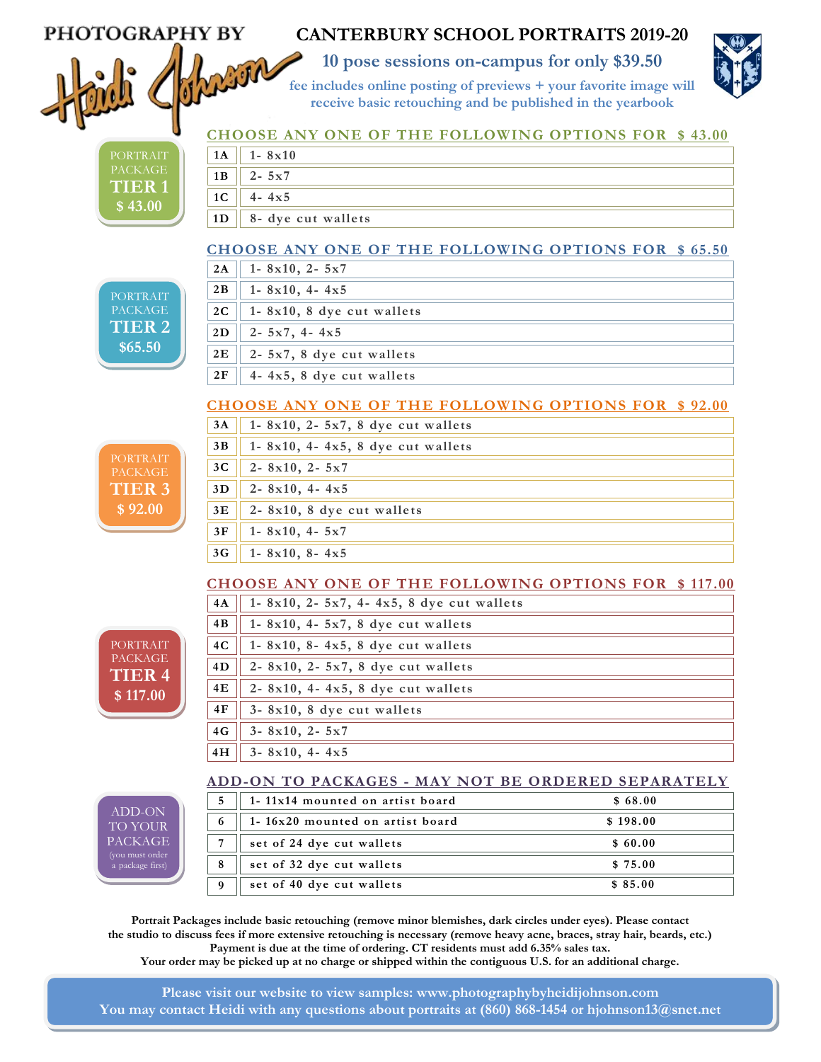PHOTOGRAPHY BY Heidi Johnson

# CANTERBURY SCHOOL PORTRAITS 2019-20

## 10 pose sessions on-campus for only $39.50

fee includes online posting of previews + your favorite image will receive basic retouching and be published in the yearbook

### PORTRAIT PACKAGE TIER 1 $ 43.00

**CHOOSE ANY ONE OF THE FOLLOWING OPTIONS FOR $ 43.00**

| | |
|---|---|
| 1A | 1- 8x10 |
| 1B | 2- 5x7 |
| 1C | 4- 4x5 |
| 1D | 8- dye cut wallets |

### PORTRAIT PACKAGE TIER 2 $65.50

**CHOOSE ANY ONE OF THE FOLLOWING OPTIONS FOR $ 65.50**

| | |
|---|---|
| 2A | 1- 8x10, 2- 5x7 |
| 2B | 1- 8x10, 4- 4x5 |
| 2C | 1- 8x10, 8 dye cut wallets |
| 2D | 2- 5x7, 4- 4x5 |
| 2E | 2- 5x7, 8 dye cut wallets |
| 2F | 4- 4x5, 8 dye cut wallets |

### PORTRAIT PACKAGE TIER 3 $ 92.00

**CHOOSE ANY ONE OF THE FOLLOWING OPTIONS FOR $ 92.00**

| | |
|---|---|
| 3A | 1- 8x10, 2- 5x7, 8 dye cut wallets |
| 3B | 1- 8x10, 4- 4x5, 8 dye cut wallets |
| 3C | 2- 8x10, 2- 5x7 |
| 3D | 2- 8x10, 4- 4x5 |
| 3E | 2- 8x10, 8 dye cut wallets |
| 3F | 1- 8x10, 4- 5x7 |
| 3G | 1- 8x10, 8- 4x5 |

### PORTRAIT PACKAGE TIER 4 $ 117.00

**CHOOSE ANY ONE OF THE FOLLOWING OPTIONS FOR $ 117.00**

| | |
|---|---|
| 4A | 1- 8x10, 2- 5x7, 4- 4x5, 8 dye cut wallets |
| 4B | 1- 8x10, 4- 5x7, 8 dye cut wallets |
| 4C | 1- 8x10, 8- 4x5, 8 dye cut wallets |
| 4D | 2- 8x10, 2- 5x7, 8 dye cut wallets |
| 4E | 2- 8x10, 4- 4x5, 8 dye cut wallets |
| 4F | 3- 8x10, 8 dye cut wallets |
| 4G | 3- 8x10, 2- 5x7 |
| 4H | 3- 8x10, 4- 4x5 |

### ADD-ON TO YOUR PACKAGE (you must order a package first)

**ADD-ON TO PACKAGES - MAY NOT BE ORDERED SEPARATELY**

| | | |
|---|---|---|
| 5 | 1- 11x14 mounted on artist board | $ 68.00 |
| 6 | 1- 16x20 mounted on artist board | $ 198.00 |
| 7 | set of 24 dye cut wallets | $ 60.00 |
| 8 | set of 32 dye cut wallets | $ 75.00 |
| 9 | set of 40 dye cut wallets | $ 85.00 |

**Portrait Packages include basic retouching (remove minor blemishes, dark circles under eyes). Please contact the studio to discuss fees if more extensive retouching is necessary (remove heavy acne, braces, stray hair, beards, etc.) Payment is due at the time of ordering. CT residents must add 6.35% sales tax. Your order may be picked up at no charge or shipped within the contiguous U.S. for an additional charge.**

**Please visit our website to view samples: www.photographybyheidijohnson.com**
**You may contact Heidi with any questions about portraits at (860) 868-1454 or hjohnson13@snet.net**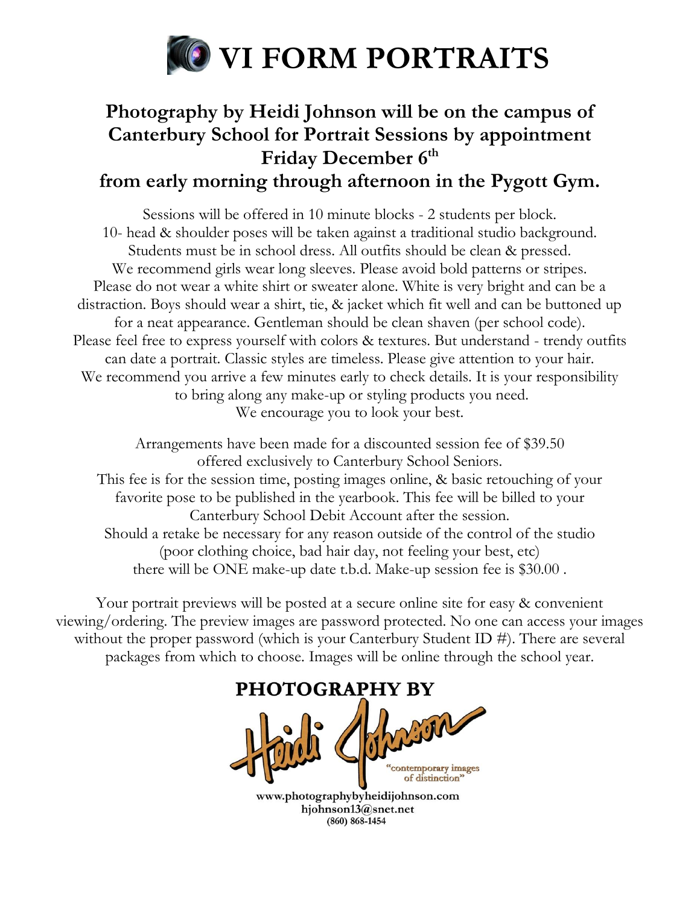# VI FORM PORTRAITS

## Photography by Heidi Johnson will be on the campus of Canterbury School for Portrait Sessions by appointment Friday December 6th from early morning through afternoon in the Pygott Gym.

Sessions will be offered in 10 minute blocks - 2 students per block.
10- head & shoulder poses will be taken against a traditional studio background.
Students must be in school dress. All outfits should be clean & pressed.
We recommend girls wear long sleeves. Please avoid bold patterns or stripes.
Please do not wear a white shirt or sweater alone. White is very bright and can be a distraction. Boys should wear a shirt, tie, & jacket which fit well and can be buttoned up for a neat appearance. Gentleman should be clean shaven (per school code).
Please feel free to express yourself with colors & textures. But understand - trendy outfits can date a portrait. Classic styles are timeless. Please give attention to your hair.
We recommend you arrive a few minutes early to check details. It is your responsibility to bring along any make-up or styling products you need.
We encourage you to look your best.

Arrangements have been made for a discounted session fee of $39.50 offered exclusively to Canterbury School Seniors.
This fee is for the session time, posting images online, & basic retouching of your favorite pose to be published in the yearbook. This fee will be billed to your Canterbury School Debit Account after the session.
Should a retake be necessary for any reason outside of the control of the studio (poor clothing choice, bad hair day, not feeling your best, etc) there will be ONE make-up date t.b.d. Make-up session fee is $30.00 .

Your portrait previews will be posted at a secure online site for easy & convenient viewing/ordering. The preview images are password protected. No one can access your images without the proper password (which is your Canterbury Student ID #). There are several packages from which to choose. Images will be online through the school year.

**PHOTOGRAPHY BY**

**Heidi Johnson**

"contemporary images of distinction"

**www.photographybyheidijohnson.com**
**hjohnson13@snet.net**
**(860) 868-1454**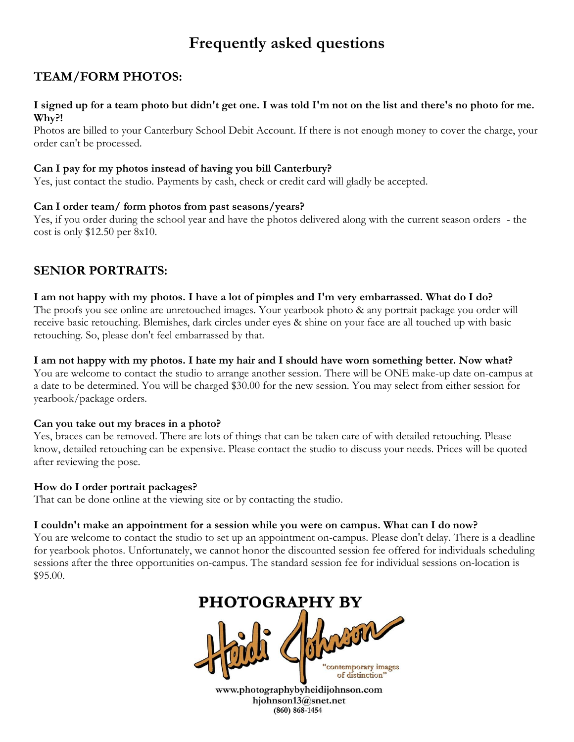# Frequently asked questions

## TEAM/FORM PHOTOS:

**I signed up for a team photo but didn't get one. I was told I'm not on the list and there's no photo for me. Why?!**
Photos are billed to your Canterbury School Debit Account. If there is not enough money to cover the charge, your order can't be processed.

**Can I pay for my photos instead of having you bill Canterbury?**
Yes, just contact the studio. Payments by cash, check or credit card will gladly be accepted.

**Can I order team/ form photos from past seasons/years?**
Yes, if you order during the school year and have the photos delivered along with the current season orders - the cost is only $12.50 per 8x10.

## SENIOR PORTRAITS:

**I am not happy with my photos. I have a lot of pimples and I'm very embarrassed. What do I do?**
The proofs you see online are unretouched images. Your yearbook photo & any portrait package you order will receive basic retouching. Blemishes, dark circles under eyes & shine on your face are all touched up with basic retouching. So, please don't feel embarrassed by that.

**I am not happy with my photos. I hate my hair and I should have worn something better. Now what?**
You are welcome to contact the studio to arrange another session. There will be ONE make-up date on-campus at a date to be determined. You will be charged $30.00 for the new session. You may select from either session for yearbook/package orders.

**Can you take out my braces in a photo?**
Yes, braces can be removed. There are lots of things that can be taken care of with detailed retouching. Please know, detailed retouching can be expensive. Please contact the studio to discuss your needs. Prices will be quoted after reviewing the pose.

**How do I order portrait packages?**
That can be done online at the viewing site or by contacting the studio.

**I couldn't make an appointment for a session while you were on campus. What can I do now?**
You are welcome to contact the studio to set up an appointment on-campus. Please don't delay. There is a deadline for yearbook photos. Unfortunately, we cannot honor the discounted session fee offered for individuals scheduling sessions after the three opportunities on-campus. The standard session fee for individual sessions on-location is $95.00.

PHOTOGRAPHY BY
Heidi Johnson
"contemporary images of distinction"

www.photographybyheidijohnson.com
hjohnson13@snet.net
(860) 868-1454